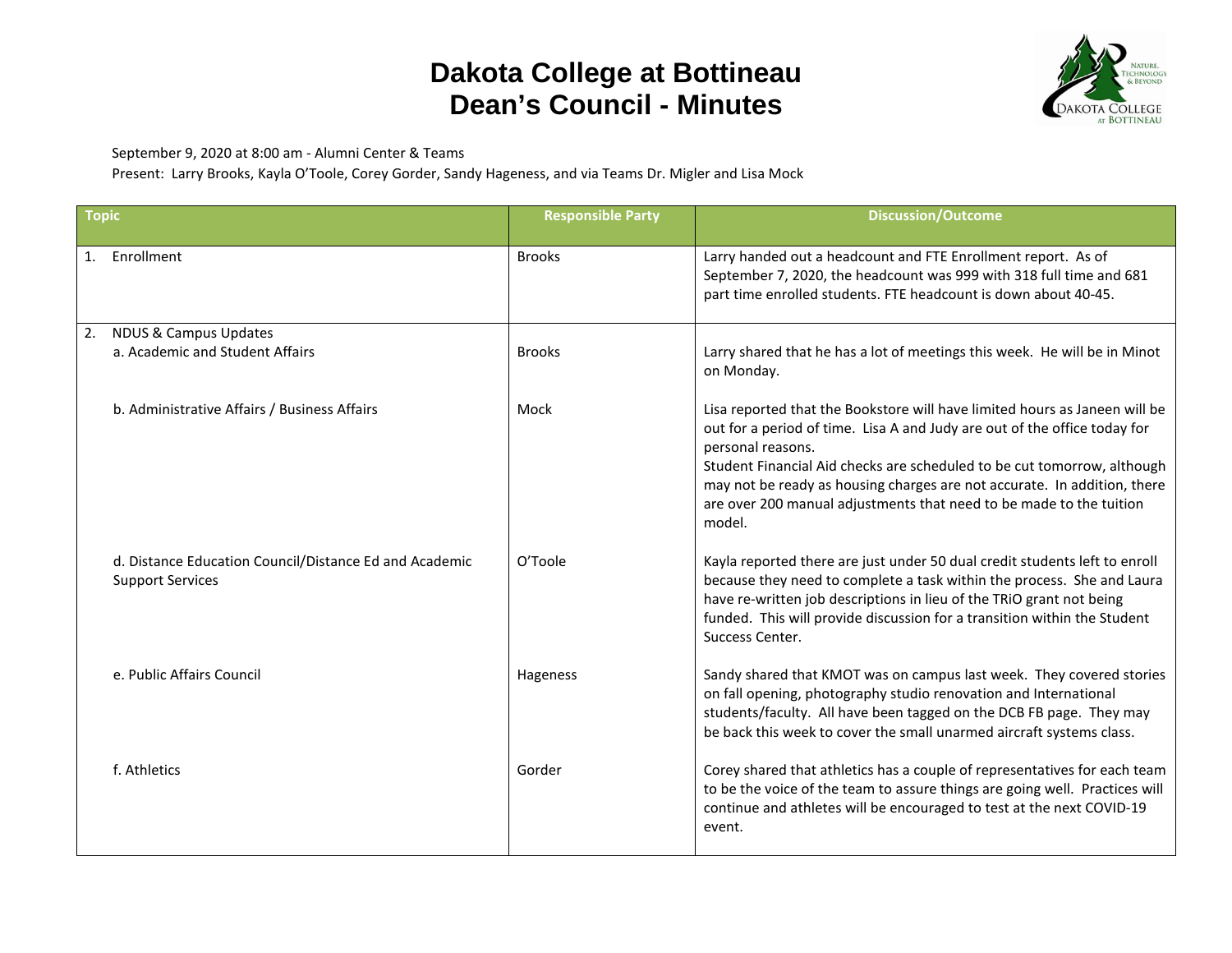# Dakota College at Bottineau
# Dean's Council - Minutes

September 9, 2020 at 8:00 am - Alumni Center & Teams

Present: Larry Brooks, Kayla O'Toole, Corey Gorder, Sandy Hageness, and via Teams Dr. Migler and Lisa Mock

| Topic | Responsible Party | Discussion/Outcome |
|---|---|---|
| 1. Enrollment | Brooks | Larry handed out a headcount and FTE Enrollment report. As of September 7, 2020, the headcount was 999 with 318 full time and 681 part time enrolled students. FTE headcount is down about 40-45. |
| 2. NDUS & Campus Updates<br>a. Academic and Student Affairs | Brooks | Larry shared that he has a lot of meetings this week. He will be in Minot on Monday. |
| b. Administrative Affairs / Business Affairs | Mock | Lisa reported that the Bookstore will have limited hours as Janeen will be out for a period of time. Lisa A and Judy are out of the office today for personal reasons.<br>Student Financial Aid checks are scheduled to be cut tomorrow, although may not be ready as housing charges are not accurate. In addition, there are over 200 manual adjustments that need to be made to the tuition model. |
| d. Distance Education Council/Distance Ed and Academic Support Services | O'Toole | Kayla reported there are just under 50 dual credit students left to enroll because they need to complete a task within the process. She and Laura have re-written job descriptions in lieu of the TRiO grant not being funded. This will provide discussion for a transition within the Student Success Center. |
| e. Public Affairs Council | Hageness | Sandy shared that KMOT was on campus last week. They covered stories on fall opening, photography studio renovation and International students/faculty. All have been tagged on the DCB FB page. They may be back this week to cover the small unarmed aircraft systems class. |
| f. Athletics | Gorder | Corey shared that athletics has a couple of representatives for each team to be the voice of the team to assure things are going well. Practices will continue and athletes will be encouraged to test at the next COVID-19 event. |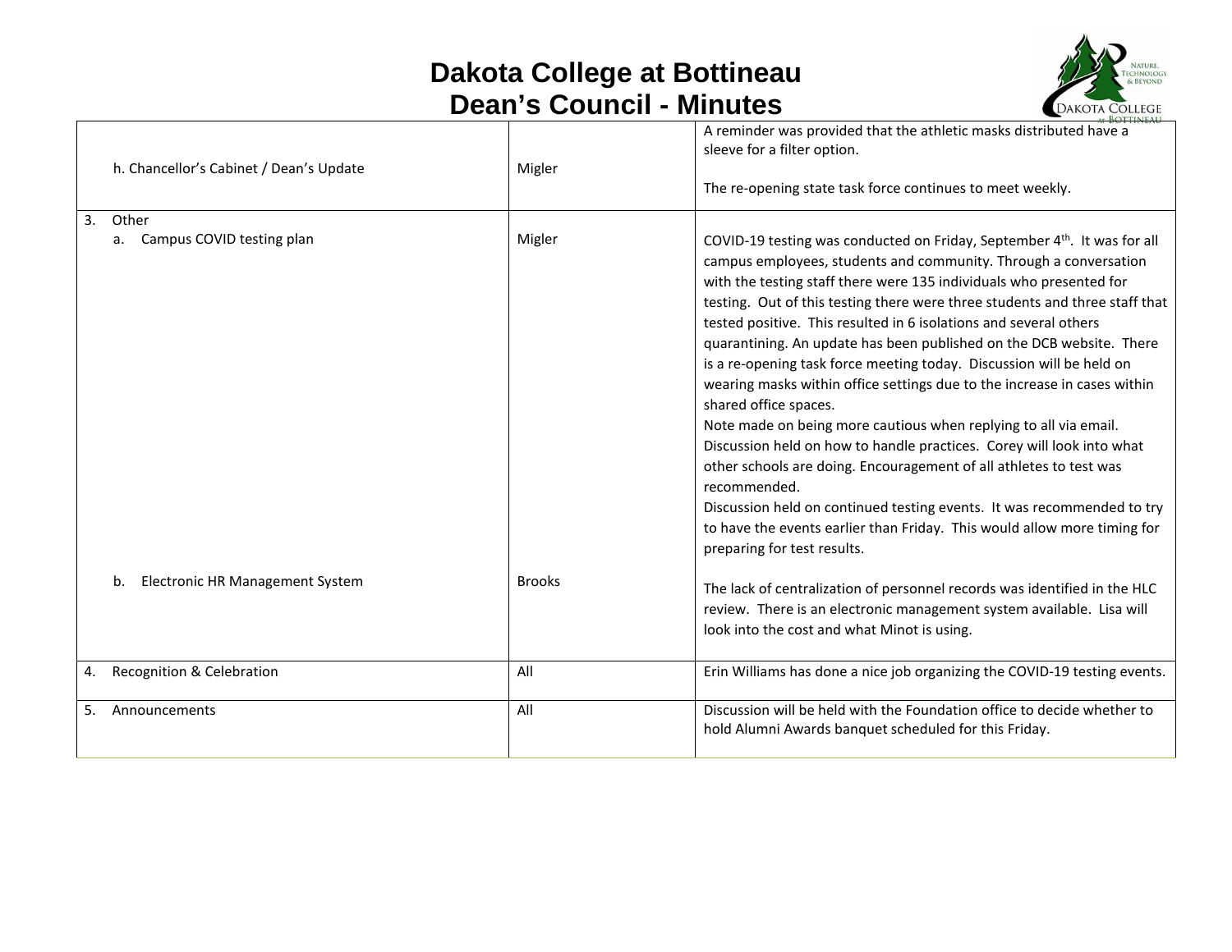# Dakota College at Bottineau
# Dean's Council - Minutes

| | | |
|---|---|---|
| h. Chancellor's Cabinet / Dean's Update | Migler | A reminder was provided that the athletic masks distributed have a sleeve for a filter option.<br><br>The re-opening state task force continues to meet weekly. |
| 3. Other<br>a. Campus COVID testing plan<br><br><br><br><br><br><br><br><br><br><br><br><br><br><br><br>b. Electronic HR Management System | <br>Migler<br><br><br><br><br><br><br><br><br><br><br><br><br><br><br><br>Brooks | COVID-19 testing was conducted on Friday, September 4th. It was for all campus employees, students and community. Through a conversation with the testing staff there were 135 individuals who presented for testing. Out of this testing there were three students and three staff that tested positive. This resulted in 6 isolations and several others quarantining. An update has been published on the DCB website. There is a re-opening task force meeting today. Discussion will be held on wearing masks within office settings due to the increase in cases within shared office spaces.<br>Note made on being more cautious when replying to all via email.<br>Discussion held on how to handle practices. Corey will look into what other schools are doing. Encouragement of all athletes to test was recommended.<br>Discussion held on continued testing events. It was recommended to try to have the events earlier than Friday. This would allow more timing for preparing for test results.<br><br>The lack of centralization of personnel records was identified in the HLC review. There is an electronic management system available. Lisa will look into the cost and what Minot is using. |
| 4. Recognition & Celebration | All | Erin Williams has done a nice job organizing the COVID-19 testing events. |
| 5. Announcements | All | Discussion will be held with the Foundation office to decide whether to hold Alumni Awards banquet scheduled for this Friday. |